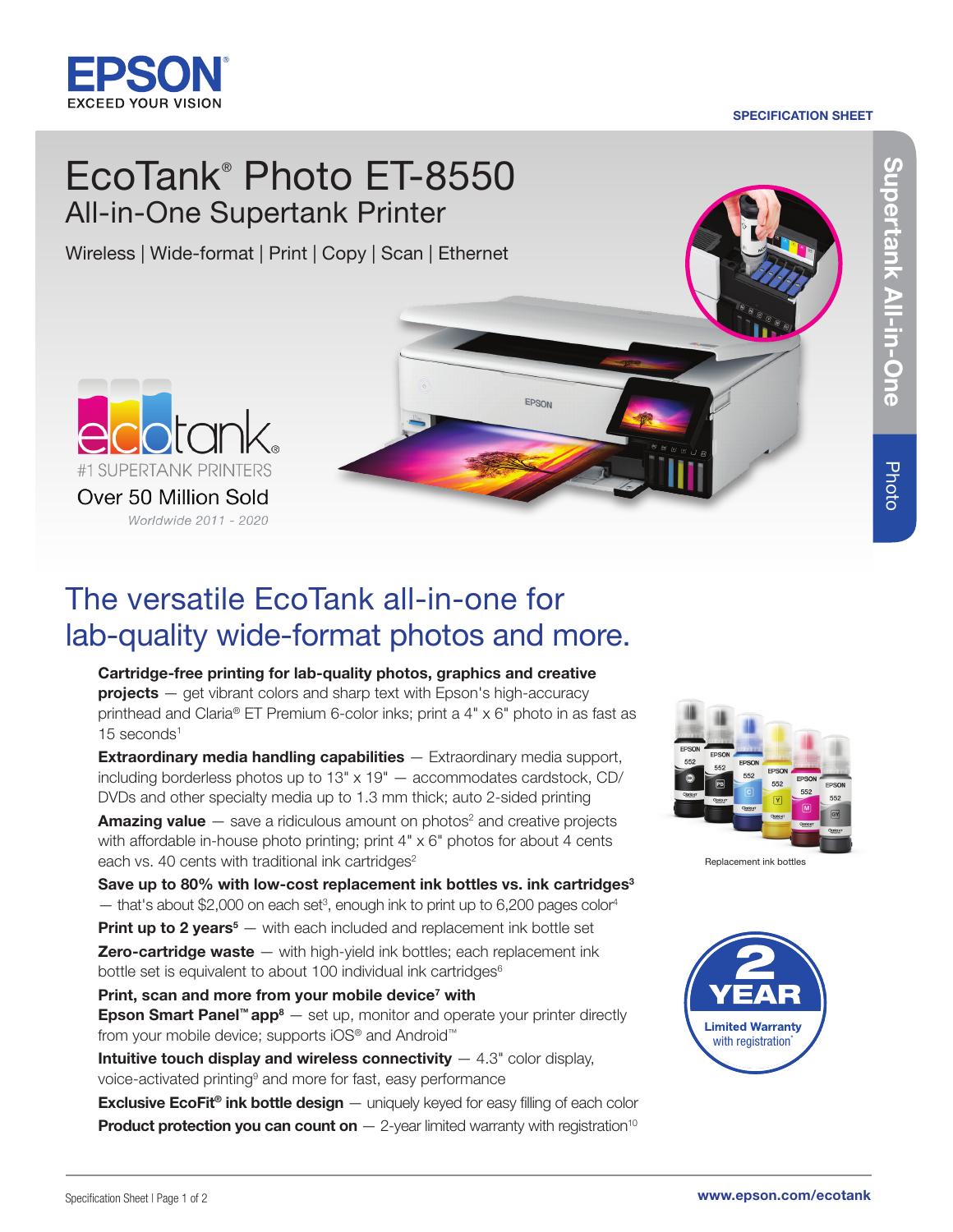EPSON

EXCEED YOUR VISION

SPECIFICATION SHEET

# EcoTank® Photo ET-8550

## All-in-One Supertank Printer

Wireless | Wide-format | Print | Copy | Scan | Ethernet

Supertank All-in-One

Photo

ecotank®

#1 SUPERTANK PRINTERS

Over 50 Million Sold

*Worldwide 2011 - 2020*

## The versatile EcoTank all-in-one for lab-quality wide-format photos and more.

**Cartridge-free printing for lab-quality photos, graphics and creative projects** — get vibrant colors and sharp text with Epson's high-accuracy printhead and Claria® ET Premium 6-color inks; print a 4" x 6" photo in as fast as 15 seconds[1]

**Extraordinary media handling capabilities** — Extraordinary media support, including borderless photos up to 13" x 19" — accommodates cardstock, CD/DVDs and other specialty media up to 1.3 mm thick; auto 2-sided printing

**Amazing value** — save a ridiculous amount on photos[2] and creative projects with affordable in-house photo printing; print 4" x 6" photos for about 4 cents each vs. 40 cents with traditional ink cartridges[2]

**Save up to 80% with low-cost replacement ink bottles vs. ink cartridges[3]** — that's about $2,000 on each set[3], enough ink to print up to 6,200 pages color[4]

**Print up to 2 years[5]** — with each included and replacement ink bottle set

**Zero-cartridge waste** — with high-yield ink bottles; each replacement ink bottle set is equivalent to about 100 individual ink cartridges[6]

**Print, scan and more from your mobile device[7] with Epson Smart Panel™ app[8]** — set up, monitor and operate your printer directly from your mobile device; supports iOS® and Android™

**Intuitive touch display and wireless connectivity** — 4.3" color display, voice-activated printing[9] and more for fast, easy performance

**Exclusive EcoFit® ink bottle design** — uniquely keyed for easy filling of each color

**Product protection you can count on** — 2-year limited warranty with registration[10]

Replacement ink bottles

2 YEAR Limited Warranty with registration*

www.epson.com/ecotank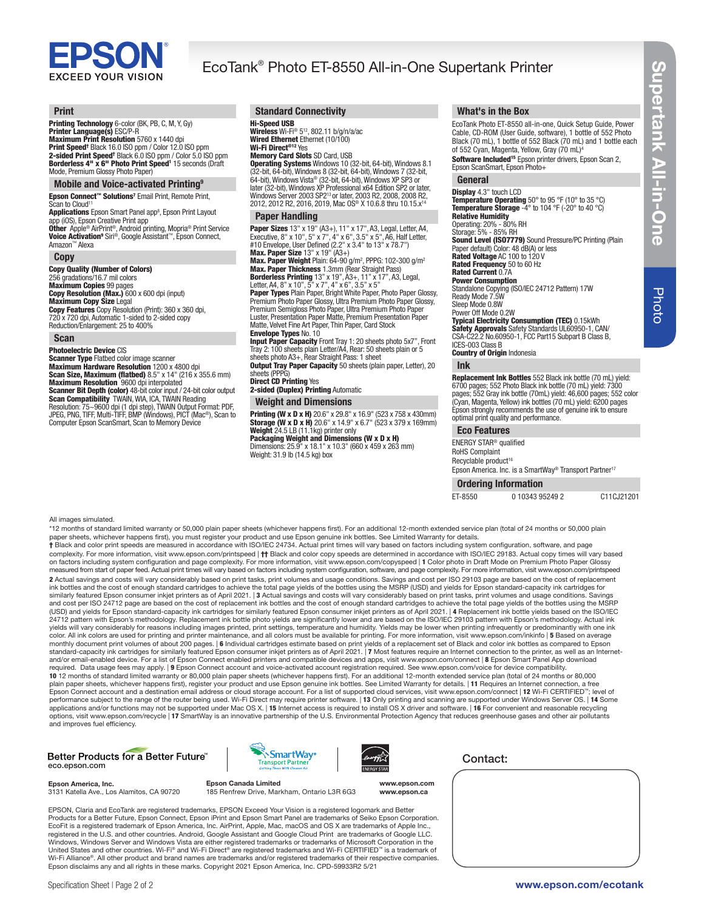# EcoTank® Photo ET-8550 All-in-One Supertank Printer

Supertank All-in-One

Photo

## Print

**Printing Technology** 6-color (BK, PB, C, M, Y, Gy)
**Printer Language(s)** ESC/P-R
**Maximum Print Resolution** 5760 x 1440 dpi
**Print Speed†** Black 16.0 ISO ppm / Color 12.0 ISO ppm
**2-sided Print Speed†** Black 6.0 ISO ppm / Color 5.0 ISO ppm
**Borderless 4" x 6" Photo Print Speed[1]** 15 seconds (Draft Mode, Premium Glossy Photo Paper)

## Mobile and Voice-activated Printing[9]

**Epson Connect™ Solutions[7]** Email Print, Remote Print, Scan to Cloud[11]
**Applications** Epson Smart Panel app[8], Epson Print Layout app (iOS), Epson Creative Print app
**Other** Apple® AirPrint®, Android printing, Mopria® Print Service
**Voice Activation[9]** Siri®, Google Assistant™, Epson Connect, Amazon™ Alexa

## Copy

**Copy Quality (Number of Colors)** 256 gradations/16.7 mil colors
**Maximum Copies** 99 pages
**Copy Resolution (Max.)** 600 x 600 dpi (input)
**Maximum Copy Size** Legal
**Copy Features** Copy Resolution (Print): 360 x 360 dpi, 720 x 720 dpi, Automatic 1-sided to 2-sided copy Reduction/Enlargement: 25 to 400%

## Scan

**Photoelectric Device** CIS
**Scanner Type** Flatbed color image scanner
**Maximum Hardware Resolution** 1200 x 4800 dpi
**Scan Size, Maximum (flatbed)** 8.5" x 14" (216 x 355.6 mm)
**Maximum Resolution** 9600 dpi interpolated
**Scanner Bit Depth (color)** 48-bit color input / 24-bit color output
**Scan Compatibility** TWAIN, WIA, ICA, TWAIN Reading Resolution: 75~9600 dpi (1 dpi step), TWAIN Output Format: PDF, JPEG, PNG, TIFF, Multi-TIFF, BMP (Windows), PICT (Mac®), Scan to Computer Epson ScanSmart, Scan to Memory Device

## Standard Connectivity

**Hi-Speed USB**
**Wireless** Wi-Fi® 5[12], 802.11 b/g/n/a/ac
**Wired Ethernet** Ethernet (10/100)
**Wi-Fi Direct®[12]** Yes
**Memory Card Slots** SD Card, USB
**Operating Systems** Windows 10 (32-bit, 64-bit), Windows 8.1 (32-bit, 64-bit), Windows 8 (32-bit, 64-bit), Windows 7 (32-bit, 64-bit), Windows Vista® (32-bit, 64-bit), Windows XP SP3 or later (32-bit), Windows XP Professional x64 Edition SP2 or later, Windows Server 2003 SP2[13] or later, 2003 R2, 2008, 2008 R2, 2012, 2012 R2, 2016, 2019, Mac OS® X 10.6.8 thru 10.15.x[14]

## Paper Handling

**Paper Sizes** 13" x 19" (A3+), 11" x 17", A3, Legal, Letter, A4, Executive, 8" x 10", 5" x 7", 4" x 6", 3.5" x 5", A6, Half Letter, #10 Envelope, User Defined (2.2" x 3.4" to 13" x 78.7")
**Max. Paper Size** 13" x 19" (A3+)
**Max. Paper Weight** Plain: 64-90 g/m², PPPG: 102-300 g/m²
**Max. Paper Thickness** 1.3mm (Rear Straight Pass)
**Borderless Printing** 13" x 19", A3+, 11" x 17", A3, Legal, Letter, A4, 8" x 10", 5" x 7", 4" x 6", 3.5" x 5"
**Paper Types** Plain Paper, Bright White Paper, Photo Paper Glossy, Premium Photo Paper Glossy, Ultra Premium Photo Paper Glossy, Premium Semigloss Photo Paper, Ultra Premium Photo Paper Luster, Presentation Paper Matte, Premium Presentation Paper Matte, Velvet Fine Art Paper, Thin Paper, Card Stock
**Envelope Types** No. 10
**Input Paper Capacity** Front Tray 1: 20 sheets photo 5x7", Front Tray 2: 100 sheets plain Letter/A4, Rear: 50 sheets plain or 5 sheets photo A3+, Rear Straight Pass: 1 sheet
**Output Tray Paper Capacity** 50 sheets (plain paper, Letter), 20 sheets (PPPG)
**Direct CD Printing** Yes
**2-sided (Duplex) Printing** Automatic

## Weight and Dimensions

**Printing (W x D x H)** 20.6" x 29.8" x 16.9" (523 x 758 x 430mm)
**Storage (W x D x H)** 20.6" x 14.9" x 6.7" (523 x 379 x 169mm)
**Weight** 24.5 LB (11.1kg) printer only
**Packaging Weight and Dimensions (W x D x H)**
Dimensions: 25.9" x 18.1" x 10.3" (660 x 459 x 263 mm)
Weight: 31.9 lb (14.5 kg) box

## What's in the Box

EcoTank Photo ET-8550 all-in-one, Quick Setup Guide, Power Cable, CD-ROM (User Guide, software), 1 bottle of 552 Photo Black (70 mL), 1 bottle of 552 Black (70 mL) and 1 bottle each of 552 Cyan, Magenta, Yellow, Gray (70 mL)[4]
**Software Included[15]** Epson printer drivers, Epson Scan 2, Epson ScanSmart, Epson Photo+

## General

**Display** 4.3" touch LCD
**Temperature Operating** 50° to 95 °F (10° to 35 °C)
**Temperature Storage** -4° to 104 °F (-20° to 40 °C)
**Relative Humidity**
Operating: 20% - 80% RH
Storage: 5% - 85% RH
**Sound Level (ISO7779)** Sound Pressure/PC Printing (Plain Paper default) Color: 48 dB(A) or less
**Rated Voltage** AC 100 to 120 V
**Rated Frequency** 50 to 60 Hz
**Rated Current** 0.7A
**Power Consumption**
Standalone Copying (ISO/IEC 24712 Pattern) 17W
Ready Mode 7.5W
Sleep Mode 0.8W
Power Off Mode 0.2W
**Typical Electricity Consumption (TEC)** 0.15kWh
**Safety Approvals** Safety Standards UL60950-1, CAN/CSA-C22.2 No.60950-1, FCC Part15 Subpart B Class B, ICES-003 Class B
**Country of Origin** Indonesia

## Ink

**Replacement Ink Bottles** 552 Black ink bottle (70 mL) yield: 6700 pages; 552 Photo Black ink bottle (70 mL) yield: 7300 pages; 552 Gray ink bottle (70mL) yield: 46,600 pages; 552 color (Cyan, Magenta, Yellow) ink bottles (70 mL) yield: 6200 pages
Epson strongly recommends the use of genuine ink to ensure optimal print quality and performance.

## Eco Features

ENERGY STAR® qualified
RoHS Complaint
Recyclable product[16]
Epson America. Inc. is a SmartWay® Transport Partner[17]

## Ordering Information

| | | |
|---|---|---|
| ET-8550 | 0 10343 95249 2 | C11CJ21201 |

All images simulated.

*12 months of standard limited warranty or 50,000 plain paper sheets (whichever happens first). For an additional 12-month extended service plan (total of 24 months or 50,000 plain paper sheets, whichever happens first), you must register your product and use Epson genuine ink bottles. See Limited Warranty for details.
† Black and color print speeds are measured in accordance with ISO/IEC 24734. Actual print times will vary based on factors including system configuration, software, and page complexity. For more information, visit www.epson.com/printspeed | †† Black and color copy speeds are determined in accordance with ISO/IEC 29183. Actual copy times will vary based on factors including system configuration and page complexity. For more information, visit www.epson.com/copyspeed | 1 Color photo in Draft Mode on Premium Photo Paper Glossy measured from start of paper feed. Actual print times will vary based on factors including system configuration, software, and page complexity. For more information, visit www.epson.com/printspeed
2 Actual savings and costs will vary considerably based on print tasks, print volumes and usage conditions. Savings and cost per ISO 29103 page are based on the cost of replacement ink bottles and the cost of enough standard cartridges to achieve the total page yields of the bottles using the MSRP (USD) and yields for Epson standard-capacity ink cartridges for similarly featured Epson consumer inkjet printers as of April 2021. | 3 Actual savings and costs will vary considerably based on print tasks, print volumes and usage conditions. Savings and cost per ISO 24712 page are based on the cost of replacement ink bottles and the cost of enough standard cartridges to achieve the total page yields of the bottles using the MSRP (USD) and yields for Epson standard-capacity ink cartridges for similarly featured Epson consumer inkjet printers as of April 2021. | 4 Replacement ink bottle yields based on the ISO/IEC 24712 pattern with Epson's methodology. Replacement ink bottle photo yields are significantly lower and are based on the ISO/IEC 29103 pattern with Epson's methodology. Actual ink yields will vary considerably for reasons including images printed, print settings, temperature and humidity. Yields may be lower when printing infrequently or predominantly with one ink color. All ink colors are used for printing and printer maintenance, and all colors must be available for printing. For more information, visit www.epson.com/inkinfo | 5 Based on average monthly document print volumes of about 200 pages. | 6 Individual cartridges estimate based on print yields of a replacement set of Black and color ink bottles as compared to Epson standard-capacity ink cartridges for similarly featured Epson consumer inkjet printers as of April 2021. | 7 Most features require an Internet connection to the printer, as well as an Internet- and/or email-enabled device. For a list of Epson Connect enabled printers and compatible devices and apps, visit www.epson.com/connect | 8 Epson Smart Panel App download required. Data usage fees may apply. | 9 Epson Connect account and voice-activated account registration required. See www.epson.com/voice for device compatibility.
10 12 months of standard limited warranty or 80,000 plain paper sheets (whichever happens first). For an additional 12-month extended service plan (total of 24 months or 80,000 plain paper sheets, whichever happens first), register your product and use Epson genuine ink bottles. See Limited Warranty for details. | 11 Requires an Internet connection, a free Epson Connect account and a destination email address or cloud storage account. For a list of supported cloud services, visit www.epson.com/connect | 12 Wi-Fi CERTIFIED™; level of performance subject to the range of the router being used. Wi-Fi Direct may require printer software. | 13 Only printing and scanning are supported under Windows Server OS. | 14 Some applications and/or functions may not be supported under Mac OS X. | 15 Internet access is required to install OS X driver and software. | 16 For convenient and recyclable options, visit www.epson.com/recycle | 17 SmartWay is an innovative partnership of the U.S. Environmental Protection Agency that reduces greenhouse gases and other air pollutants and improves fuel efficiency.

Better Products for a Better Future™
eco.epson.com

Contact:

**Epson America, Inc.**
3131 Katella Ave., Los Alamitos, CA 90720

**Epson Canada Limited**
185 Renfrew Drive, Markham, Ontario L3R 6G3

**www.epson.com**
**www.epson.ca**

EPSON, Claria and EcoTank are registered trademarks, EPSON Exceed Your Vision is a registered logomark and Better Products for a Better Future, Epson Connect, Epson iPrint and Epson Smart Panel are trademarks of Seiko Epson Corporation. EcoFit is a registered trademark of Epson America, Inc. AirPrint, Apple, Mac, macOS and OS X are trademarks of Apple Inc., registered in the U.S. and other countries. Android, Google Assistant and Google Cloud Print are trademarks of Google LLC. Windows, Windows Server and Windows Vista are either registered trademarks or trademarks of Microsoft Corporation in the United States and other countries. Wi-Fi® and Wi-Fi Direct® are registered trademarks and Wi-Fi CERTIFIED™ is a trademark of Wi-Fi Alliance®. All other product and brand names are trademarks and/or registered trademarks of their respective companies. Epson disclaims any and all rights in these marks. Copyright 2021 Epson America, Inc. CPD-59933R2 5/21

www.epson.com/ecotank